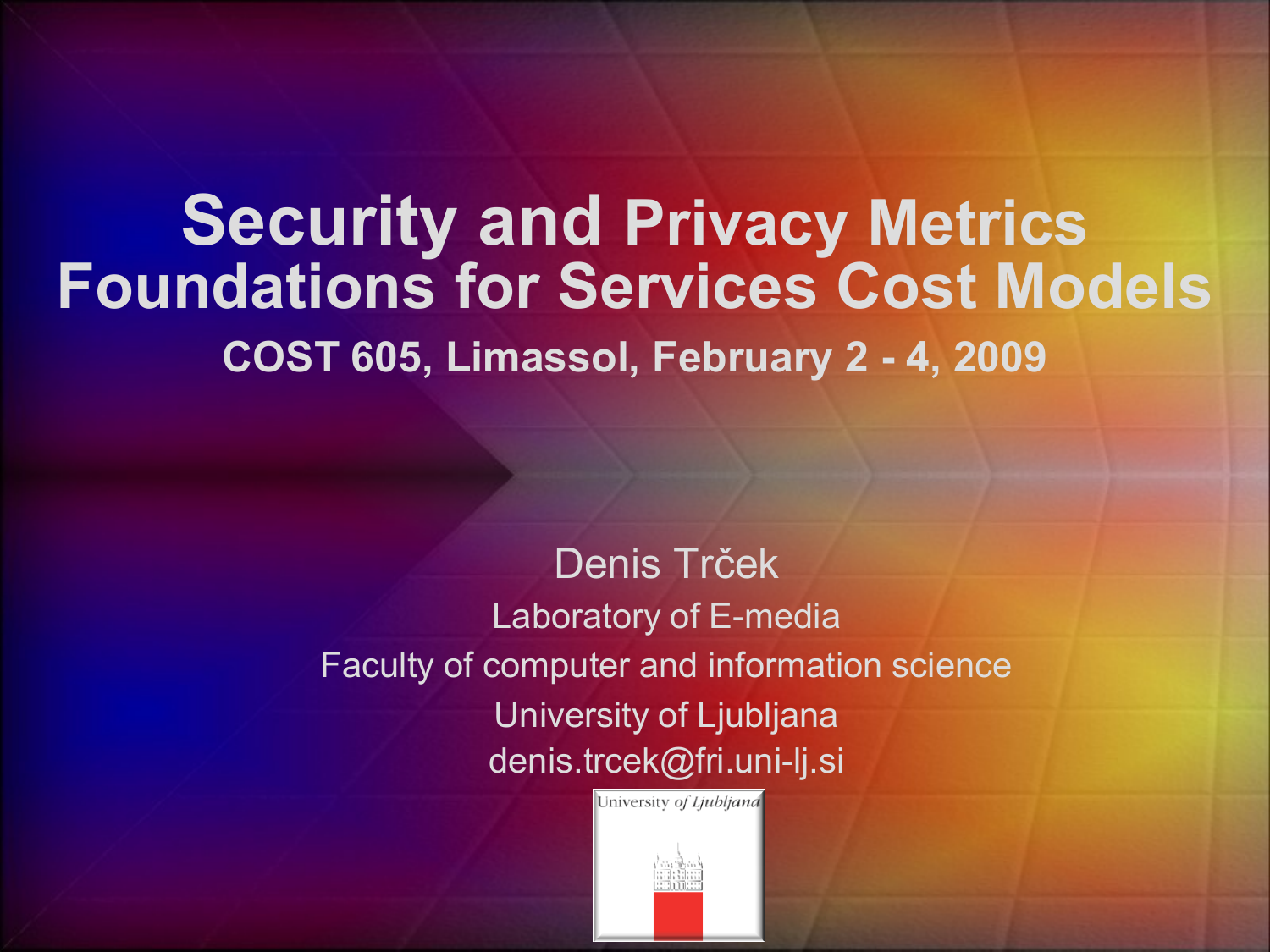# Security and Privacy Metrics Foundations for Services Cost Models

**COST 605, Limassol, February 2 - 4, 2009**

Denis Trček

Laboratory of E-media

Faculty of computer and information science

University of Ljubljana

denis.trcek@fri.uni-lj.si

University of Ljubljana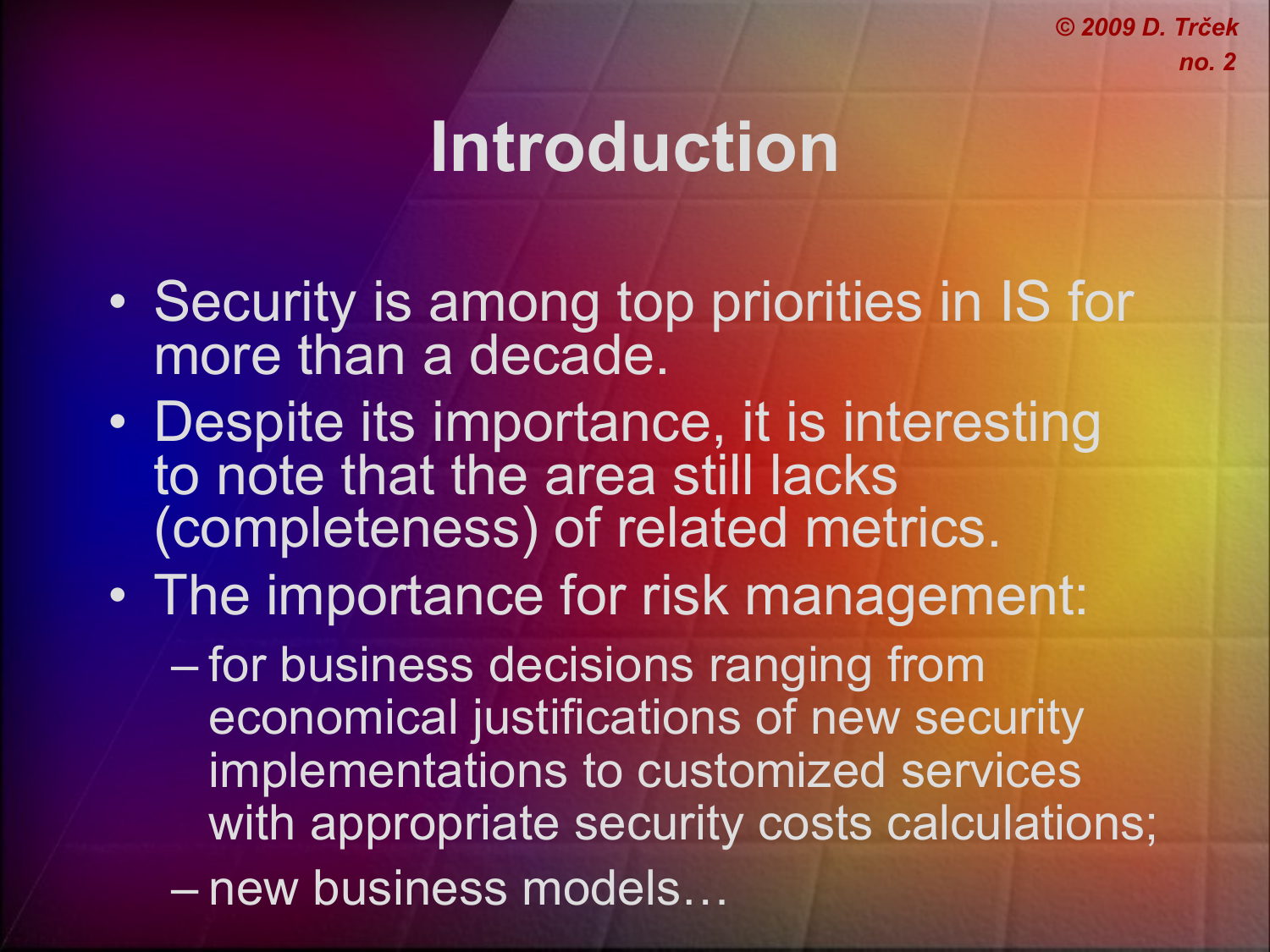# Introduction

- Security is among top priorities in IS for more than a decade.
- Despite its importance, it is interesting to note that the area still lacks (completeness) of related metrics.
- The importance for risk management:
  - for business decisions ranging from economical justifications of new security implementations to customized services with appropriate security costs calculations;
  - new business models…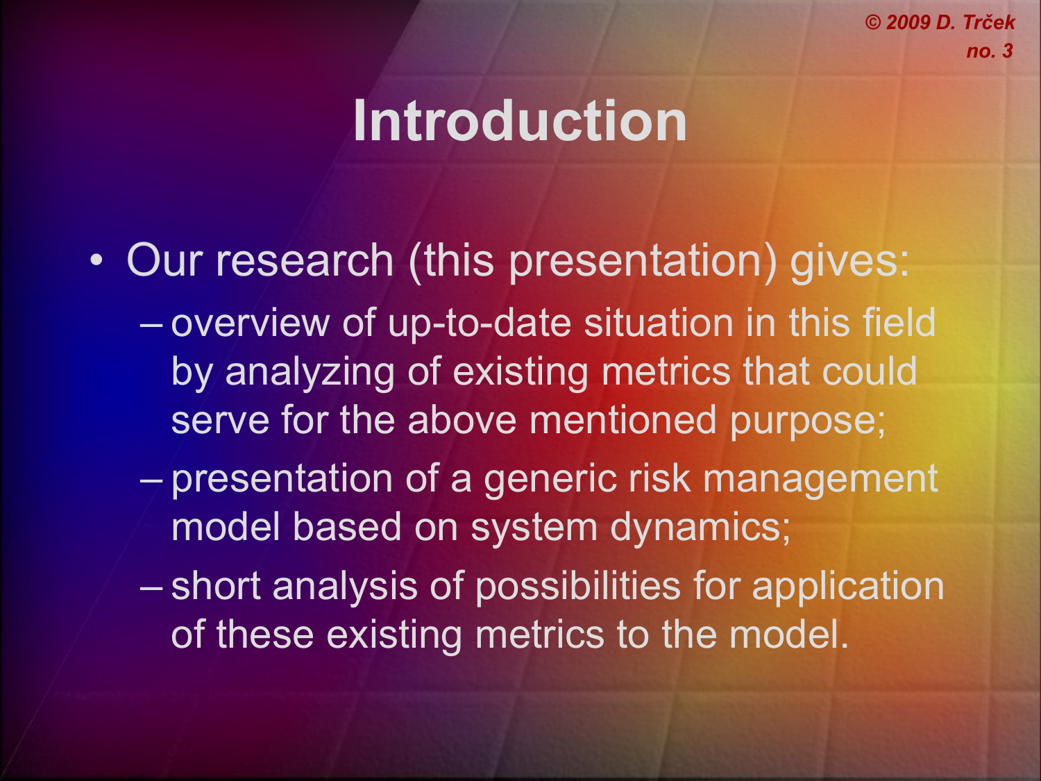# Introduction

- Our research (this presentation) gives:
  - overview of up-to-date situation in this field by analyzing of existing metrics that could serve for the above mentioned purpose;
  - presentation of a generic risk management model based on system dynamics;
  - short analysis of possibilities for application of these existing metrics to the model.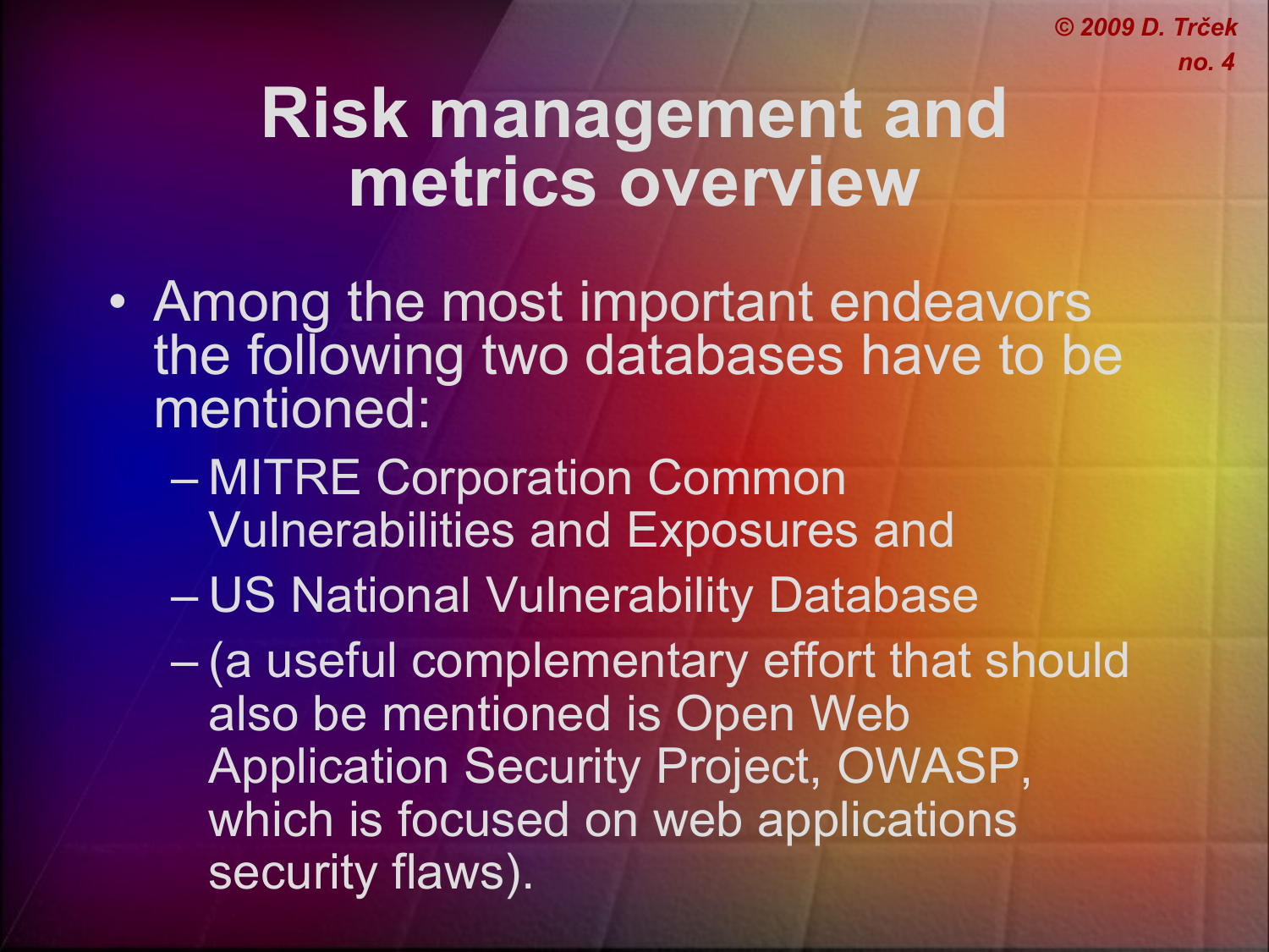# Risk management and metrics overview

- Among the most important endeavors the following two databases have to be mentioned:
  - MITRE Corporation Common Vulnerabilities and Exposures and
  - US National Vulnerability Database
  - (a useful complementary effort that should also be mentioned is Open Web Application Security Project, OWASP, which is focused on web applications security flaws).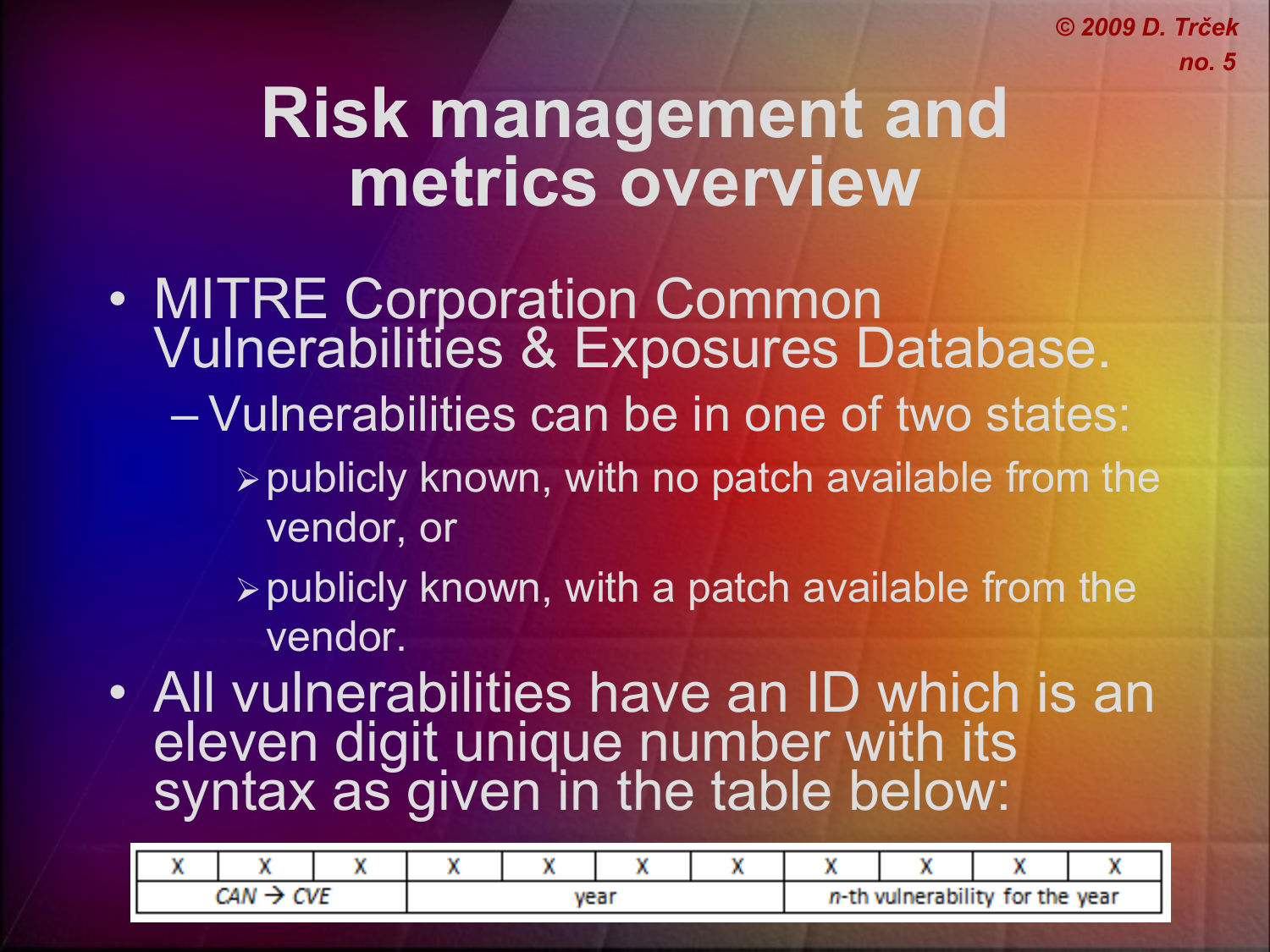# Risk management and metrics overview

- MITRE Corporation Common Vulnerabilities & Exposures Database.
  - Vulnerabilities can be in one of two states:
    - publicly known, with no patch available from the vendor, or
    - publicly known, with a patch available from the vendor.
- All vulnerabilities have an ID which is an eleven digit unique number with its syntax as given in the table below:

| X | X | X | X | X | X | X | X | X | X | X |
|---|---|---|---|---|---|---|---|---|---|---|
| CAN → CVE | | | year | | | | *n*-th vulnerability for the year | | | |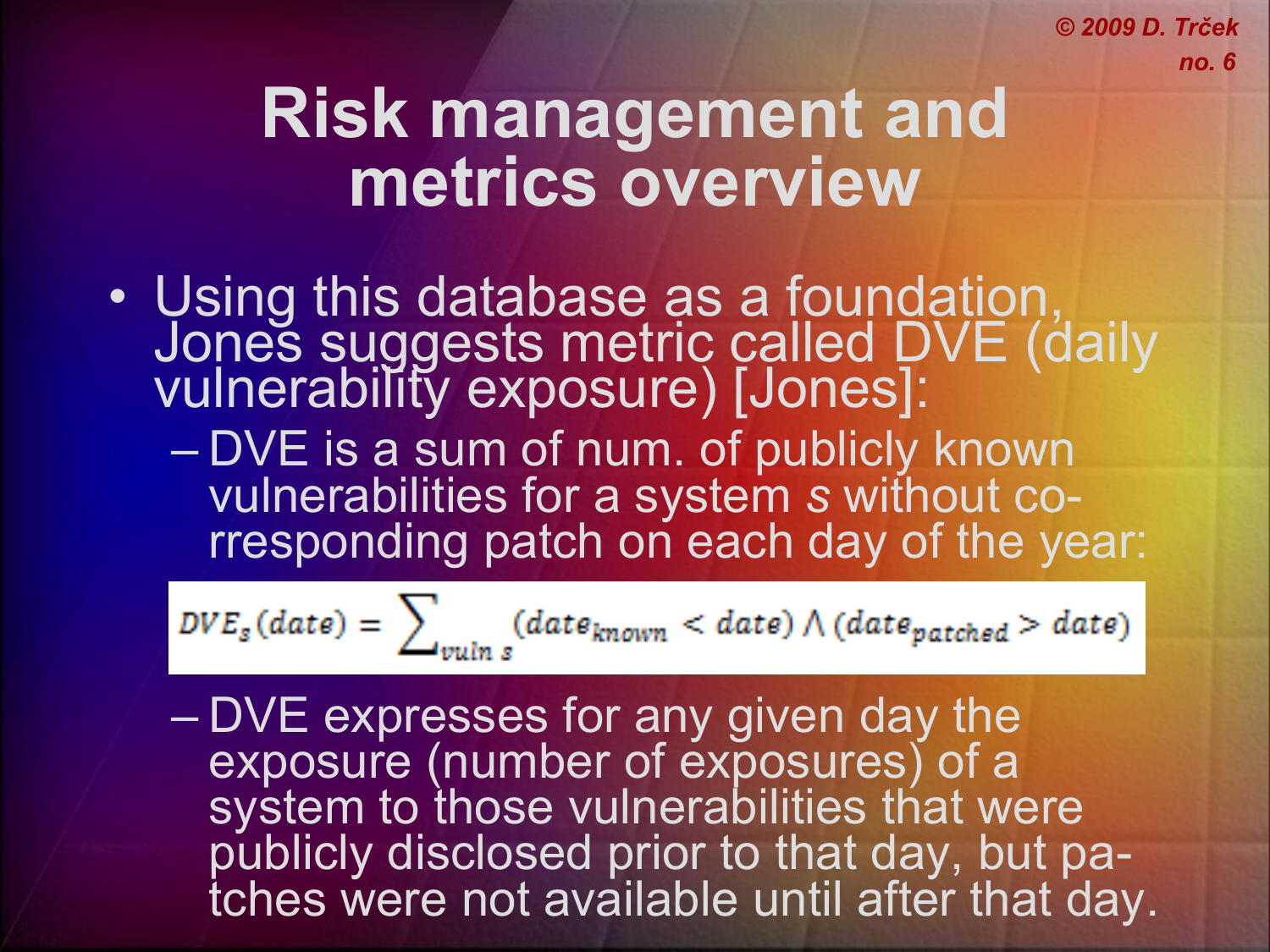# Risk management and metrics overview

- Using this database as a foundation, Jones suggests metric called DVE (daily vulnerability exposure) [Jones]:
  - DVE is a sum of num. of publicly known vulnerabilities for a system *s* without co-rresponding patch on each day of the year:

$$DVE_s(date) = \sum_{vuln\ s} (date_{known} < date) \wedge (date_{patched} > date)$$

  - DVE expresses for any given day the exposure (number of exposures) of a system to those vulnerabilities that were publicly disclosed prior to that day, but pa-tches were not available until after that day.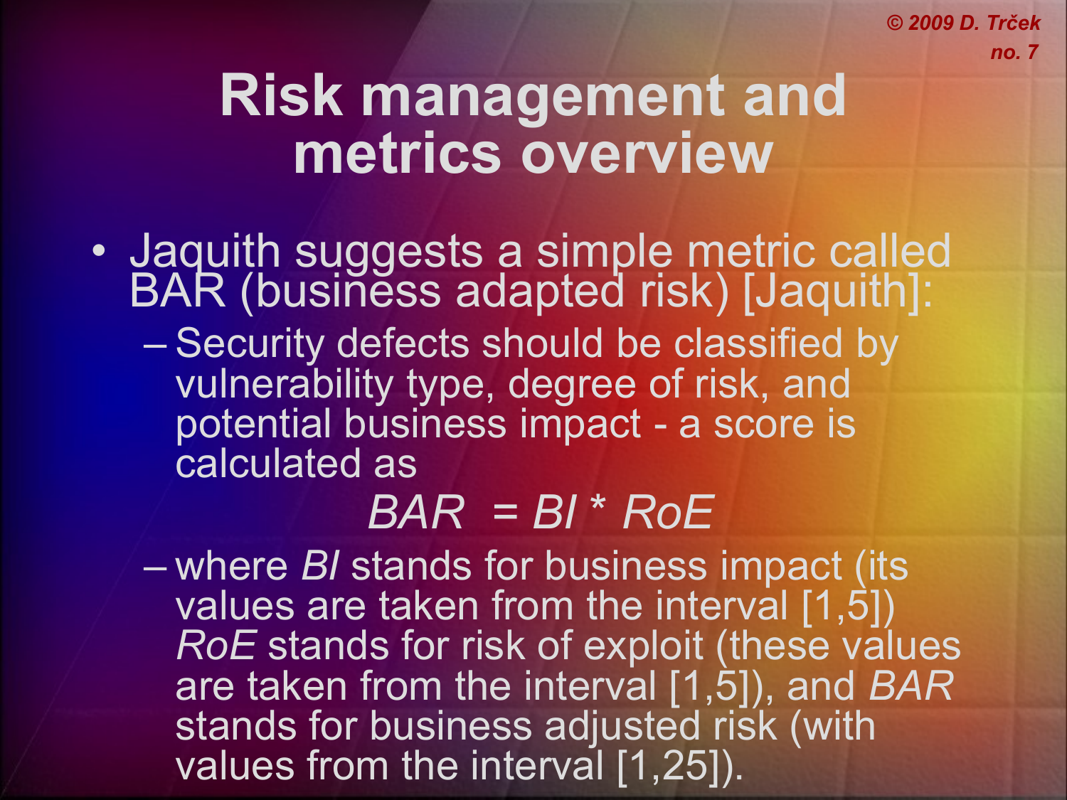# Risk management and metrics overview

- Jaquith suggests a simple metric called BAR (business adapted risk) [Jaquith]:
  - Security defects should be classified by vulnerability type, degree of risk, and potential business impact - a score is calculated as

$$BAR = BI * RoE$$

  - where *BI* stands for business impact (its values are taken from the interval [1,5]) *RoE* stands for risk of exploit (these values are taken from the interval [1,5]), and *BAR* stands for business adjusted risk (with values from the interval [1,25]).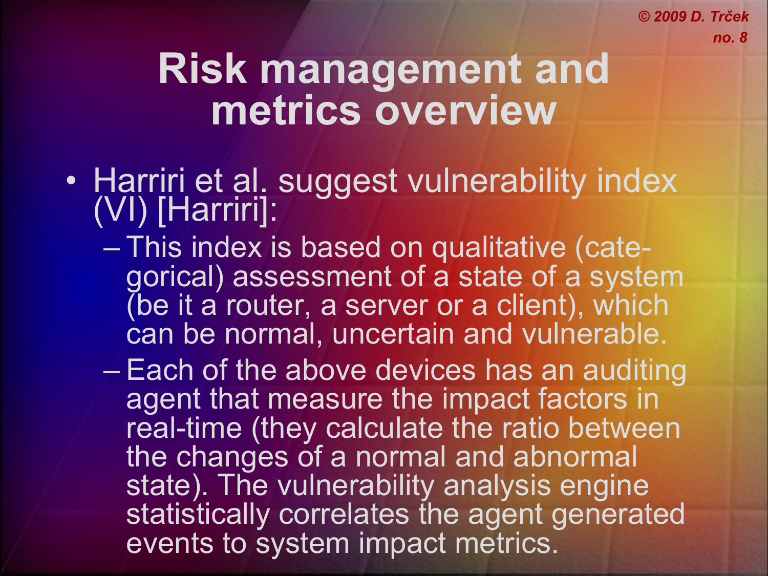# Risk management and metrics overview

- Harriri et al. suggest vulnerability index (VI) [Harriri]:
  - This index is based on qualitative (categorical) assessment of a state of a system (be it a router, a server or a client), which can be normal, uncertain and vulnerable.
  - Each of the above devices has an auditing agent that measure the impact factors in real-time (they calculate the ratio between the changes of a normal and abnormal state). The vulnerability analysis engine statistically correlates the agent generated events to system impact metrics.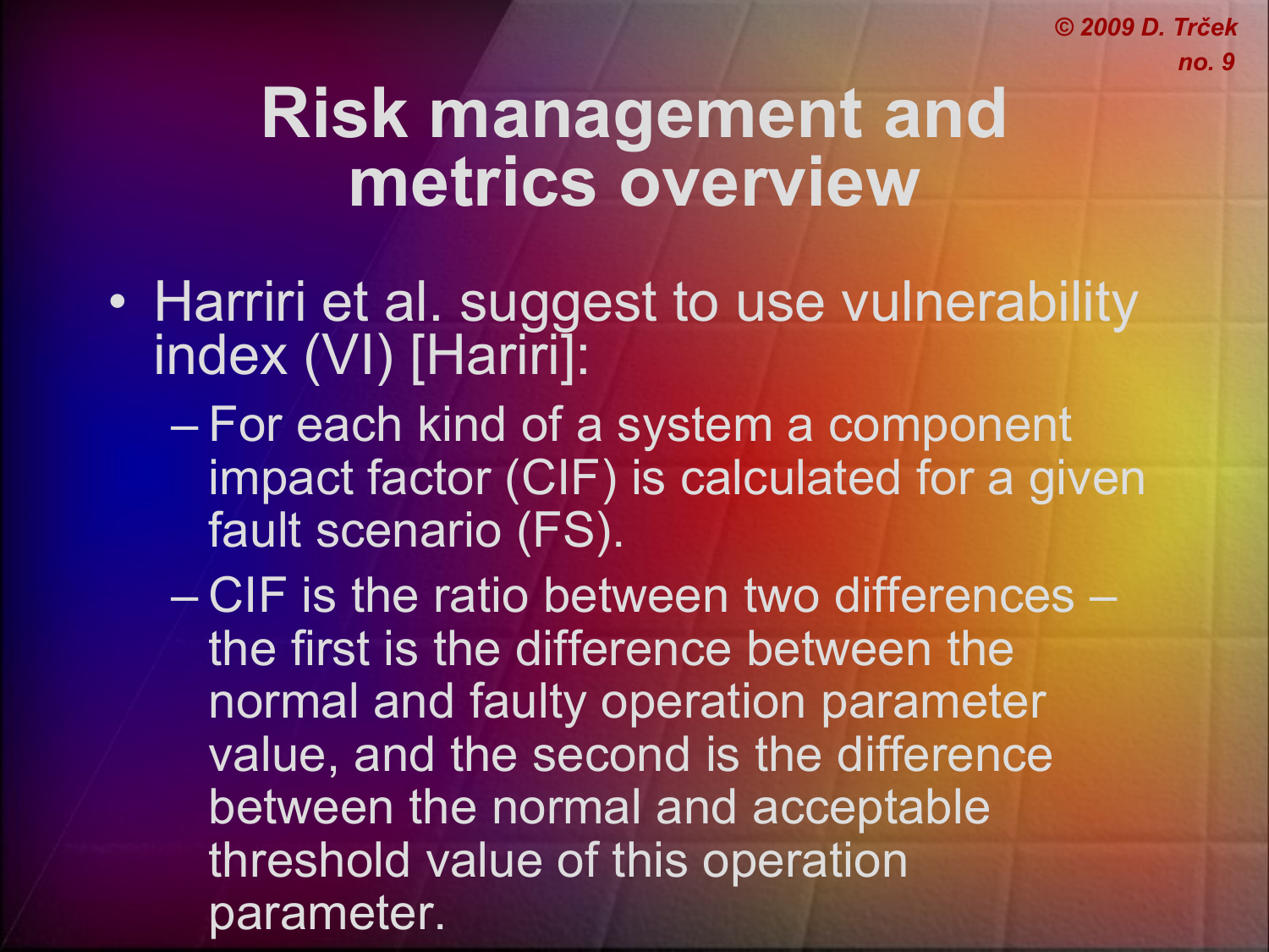# Risk management and metrics overview

- Harriri et al. suggest to use vulnerability index (VI) [Hariri]:
  - For each kind of a system a component impact factor (CIF) is calculated for a given fault scenario (FS).
  - CIF is the ratio between two differences – the first is the difference between the normal and faulty operation parameter value, and the second is the difference between the normal and acceptable threshold value of this operation parameter.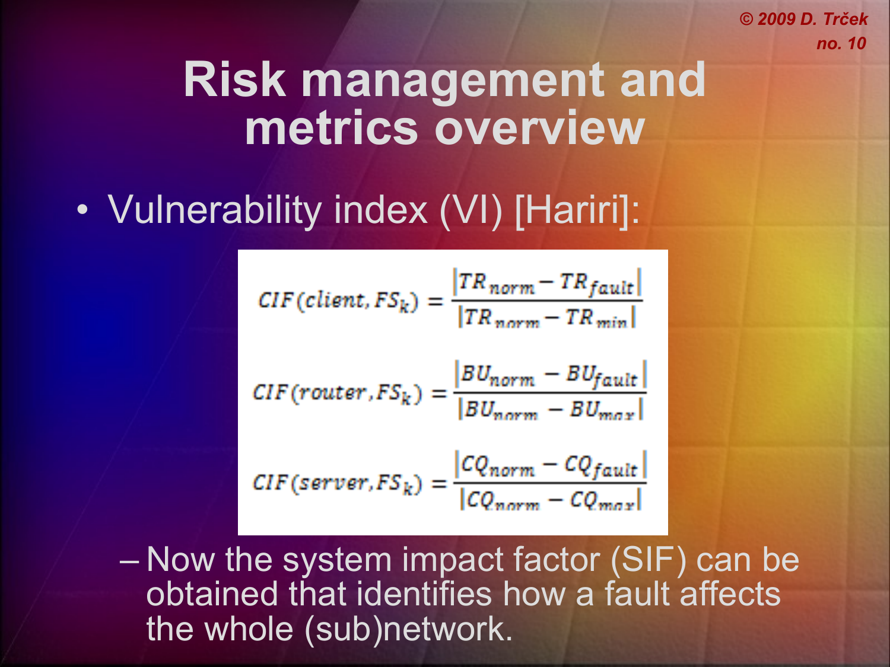# Risk management and metrics overview

- Vulnerability index (VI) [Hariri]:

$$CIF(client, FS_k) = \frac{|TR_{norm} - TR_{fault}|}{|TR_{norm} - TR_{min}|}$$

$$CIF(router, FS_k) = \frac{|BU_{norm} - BU_{fault}|}{|BU_{norm} - BU_{max}|}$$

$$CIF(server, FS_k) = \frac{|CQ_{norm} - CQ_{fault}|}{|CQ_{norm} - CQ_{max}|}$$

  - Now the system impact factor (SIF) can be obtained that identifies how a fault affects the whole (sub)network.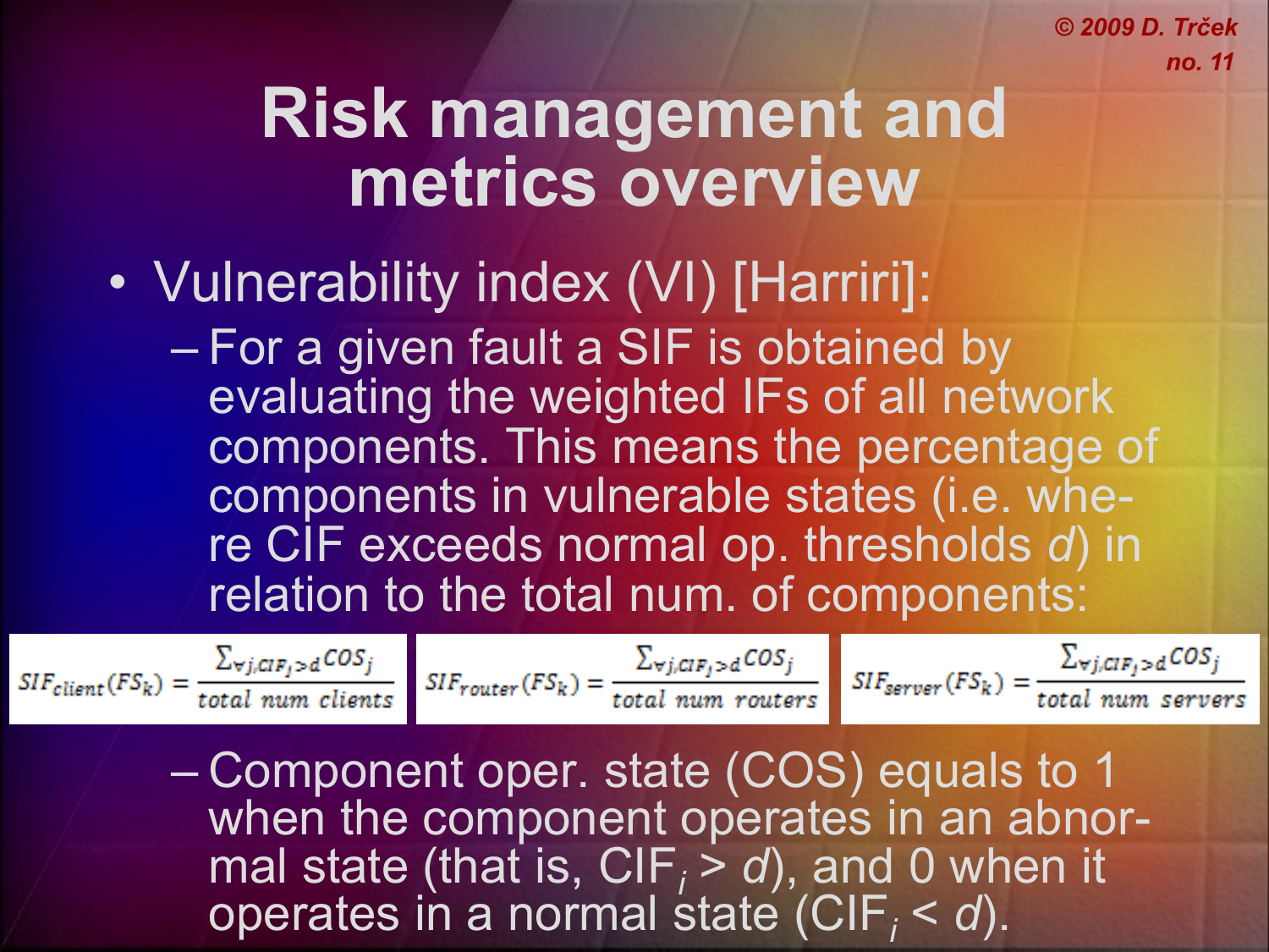# Risk management and metrics overview

- Vulnerability index (VI) [Harriri]:
  - For a given fault a SIF is obtained by evaluating the weighted IFs of all network components. This means the percentage of components in vulnerable states (i.e. where CIF exceeds normal op. thresholds *d*) in relation to the total num. of components:

$$SIF_{client}(FS_k) = \frac{\sum_{\forall j, CIF_j > d} COS_j}{total\ num\ clients} \qquad SIF_{router}(FS_k) = \frac{\sum_{\forall j, CIF_j > d} COS_j}{total\ num\ routers} \qquad SIF_{server}(FS_k) = \frac{\sum_{\forall j, CIF_j > d} COS_j}{total\ num\ servers}$$

  - Component oper. state (COS) equals to 1 when the component operates in an abnormal state (that is, $CIF_i > d$), and 0 when it operates in a normal state ($CIF_i < d$).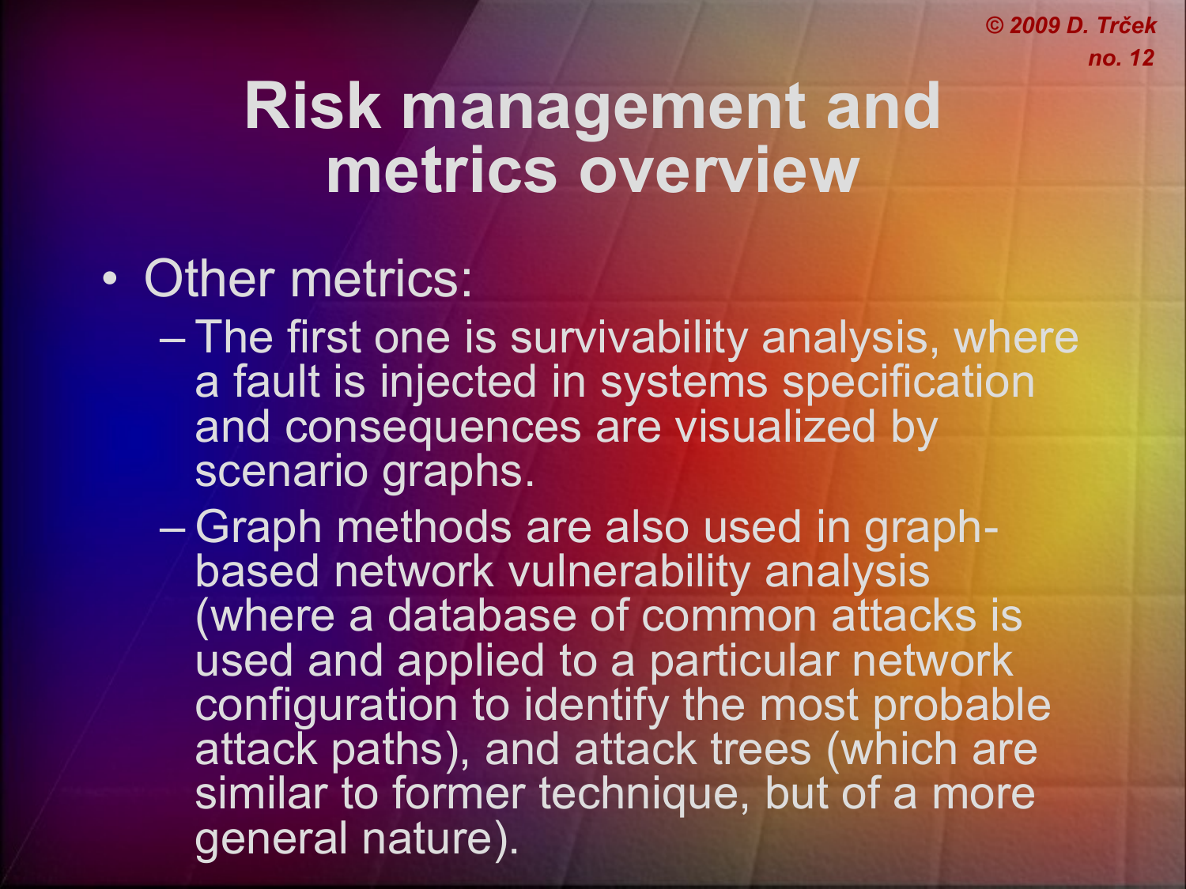# Risk management and metrics overview

- Other metrics:
  - The first one is survivability analysis, where a fault is injected in systems specification and consequences are visualized by scenario graphs.
  - Graph methods are also used in graph-based network vulnerability analysis (where a database of common attacks is used and applied to a particular network configuration to identify the most probable attack paths), and attack trees (which are similar to former technique, but of a more general nature).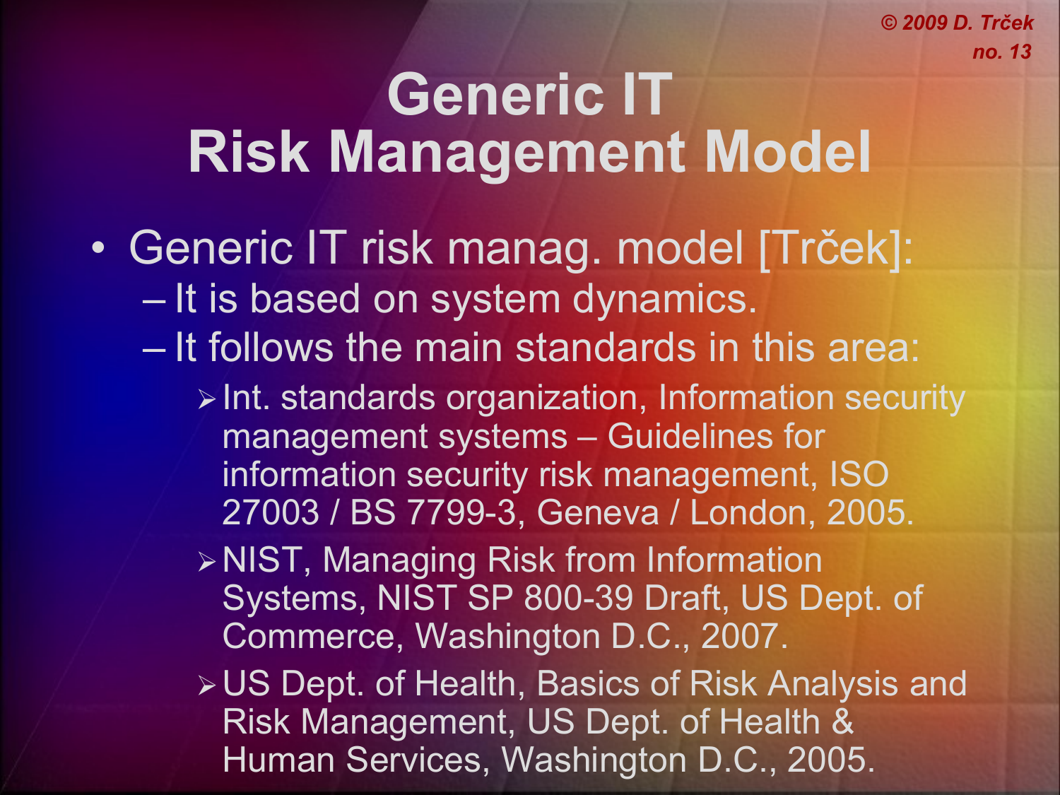# Generic IT Risk Management Model

- Generic IT risk manag. model [Trček]:
  - It is based on system dynamics.
  - It follows the main standards in this area:
    - Int. standards organization, Information security management systems – Guidelines for information security risk management, ISO 27003 / BS 7799-3, Geneva / London, 2005.
    - NIST, Managing Risk from Information Systems, NIST SP 800-39 Draft, US Dept. of Commerce, Washington D.C., 2007.
    - US Dept. of Health, Basics of Risk Analysis and Risk Management, US Dept. of Health & Human Services, Washington D.C., 2005.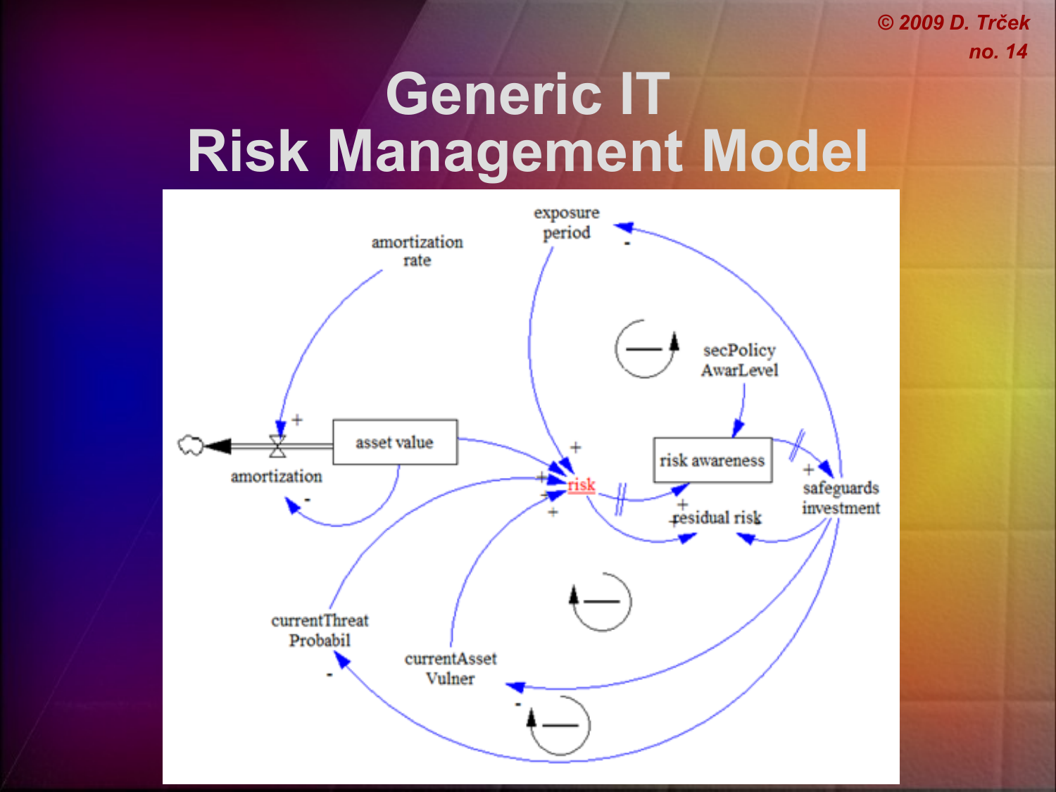# Generic IT Risk Management Model

amortization rate

exposure period

secPolicy AwarLevel

asset value

risk awareness

amortization

risk

safeguards investment

residual risk

currentThreat Probabil

currentAsset Vulner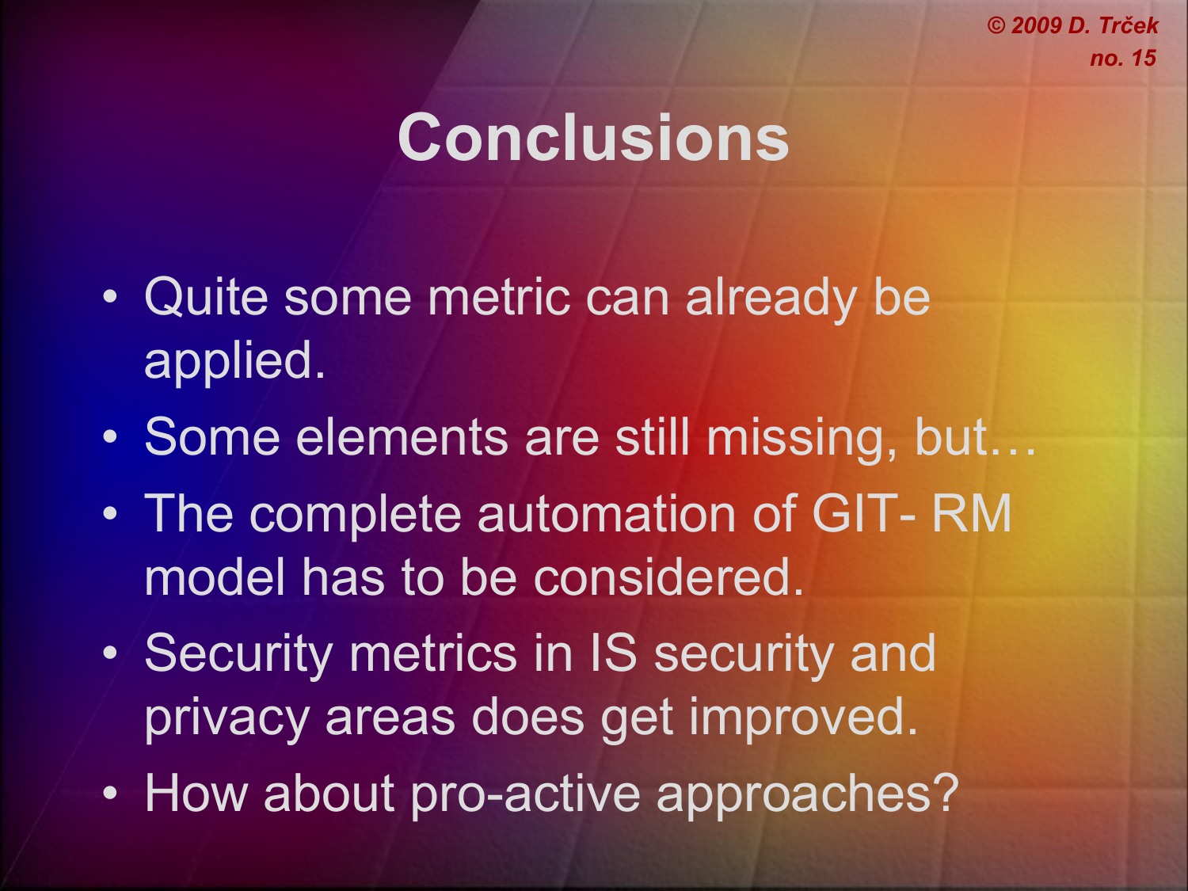# Conclusions

- Quite some metric can already be applied.
- Some elements are still missing, but…
- The complete automation of GIT- RM model has to be considered.
- Security metrics in IS security and privacy areas does get improved.
- How about pro-active approaches?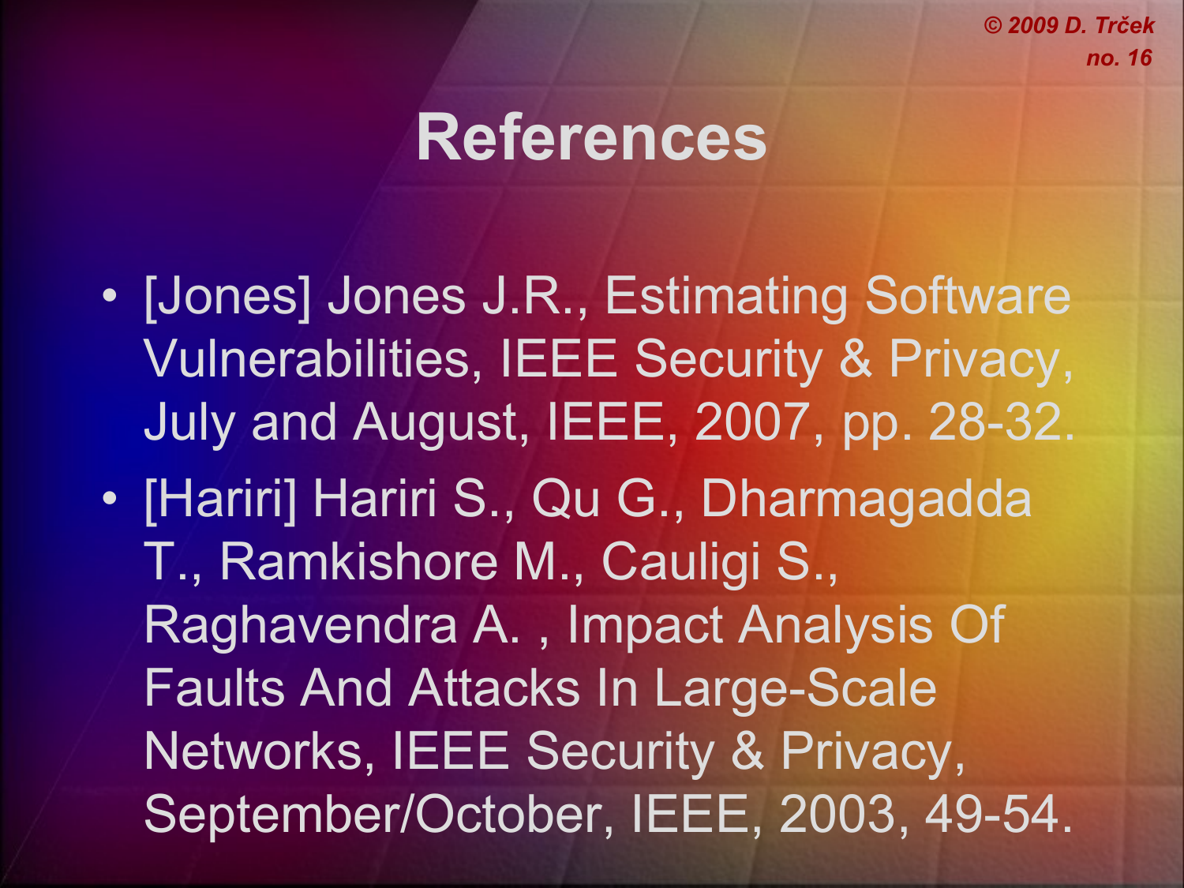# References

- [Jones] Jones J.R., Estimating Software Vulnerabilities, IEEE Security & Privacy, July and August, IEEE, 2007, pp. 28-32.
- [Hariri] Hariri S., Qu G., Dharmagadda T., Ramkishore M., Cauligi S., Raghavendra A. , Impact Analysis Of Faults And Attacks In Large-Scale Networks, IEEE Security & Privacy, September/October, IEEE, 2003, 49-54.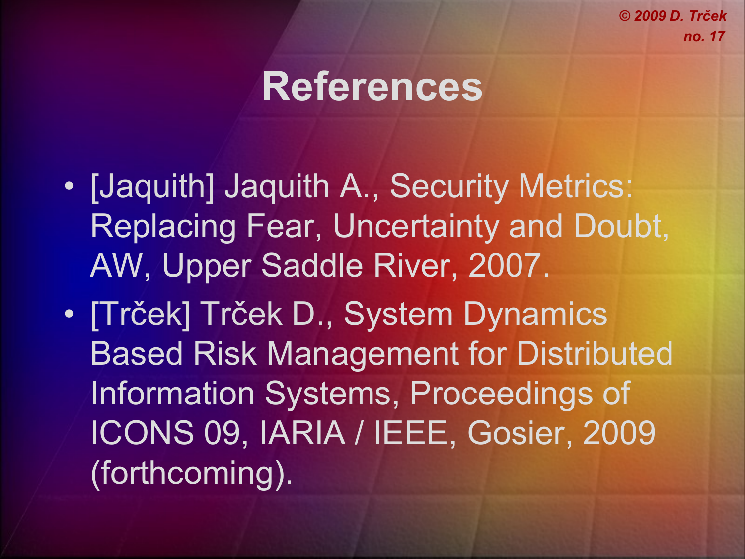# References

- [Jaquith] Jaquith A., Security Metrics: Replacing Fear, Uncertainty and Doubt, AW, Upper Saddle River, 2007.
- [Trček] Trček D., System Dynamics Based Risk Management for Distributed Information Systems, Proceedings of ICONS 09, IARIA / IEEE, Gosier, 2009 (forthcoming).